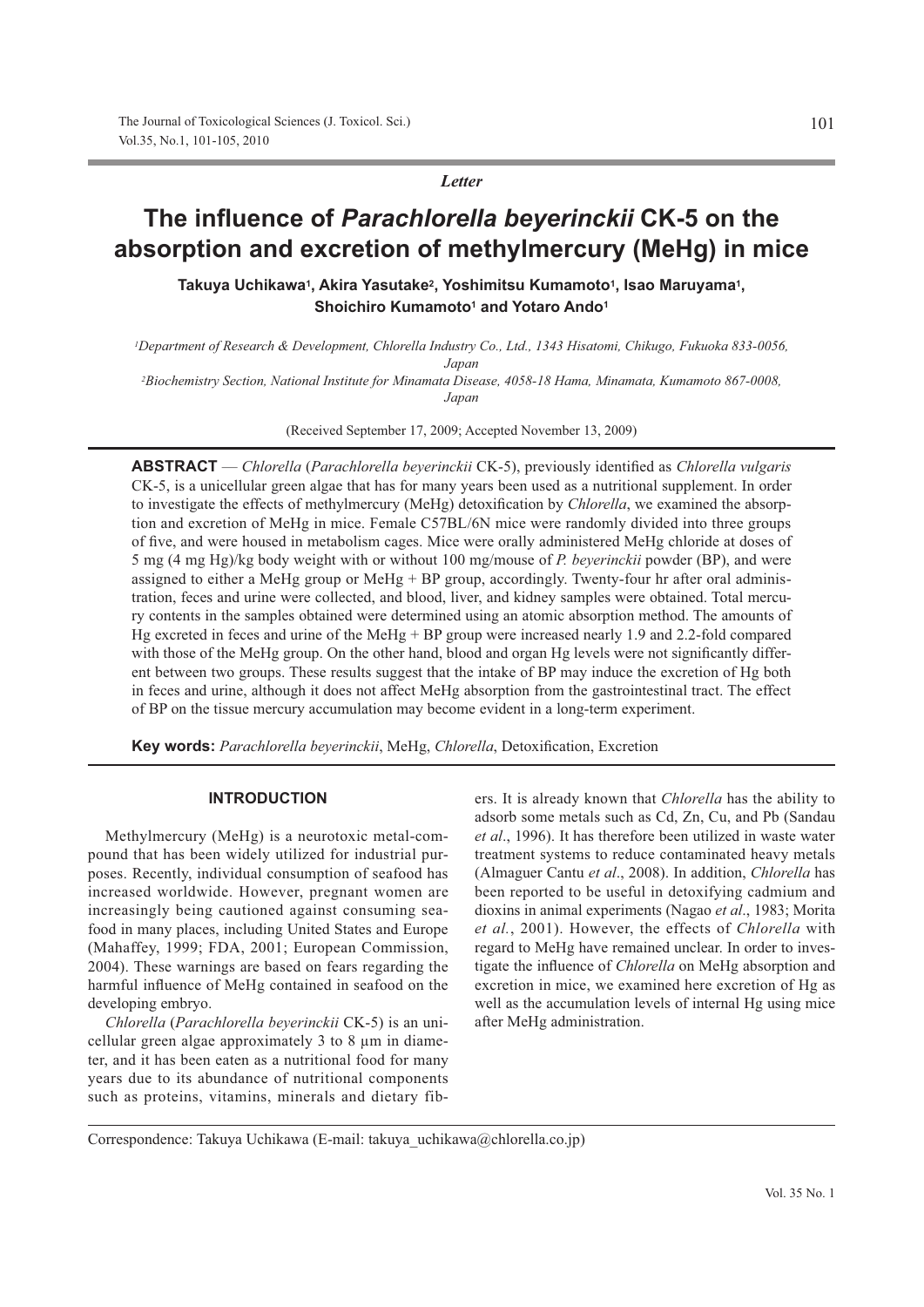*Letter*

# The influence of *Parachlorella beyerinckii* CK-5 on the absorption and excretion of methylmercury (MeHg) in mice

**Takuya Uchikawa[1], Akira Yasutake[2], Yoshimitsu Kumamoto[1], Isao Maruyama[1], Shoichiro Kumamoto[1] and Yotaro Ando[1]**

[1]*Department of Research & Development, Chlorella Industry Co., Ltd., 1343 Hisatomi, Chikugo, Fukuoka 833-0056, Japan*

[2]*Biochemistry Section, National Institute for Minamata Disease, 4058-18 Hama, Minamata, Kumamoto 867-0008, Japan*

(Received September 17, 2009; Accepted November 13, 2009)

**ABSTRACT** — *Chlorella* (*Parachlorella beyerinckii* CK-5), previously identified as *Chlorella vulgaris* CK-5, is a unicellular green algae that has for many years been used as a nutritional supplement. In order to investigate the effects of methylmercury (MeHg) detoxification by *Chlorella*, we examined the absorption and excretion of MeHg in mice. Female C57BL/6N mice were randomly divided into three groups of five, and were housed in metabolism cages. Mice were orally administered MeHg chloride at doses of 5 mg (4 mg Hg)/kg body weight with or without 100 mg/mouse of *P. beyerinckii* powder (BP), and were assigned to either a MeHg group or MeHg + BP group, accordingly. Twenty-four hr after oral administration, feces and urine were collected, and blood, liver, and kidney samples were obtained. Total mercury contents in the samples obtained were determined using an atomic absorption method. The amounts of Hg excreted in feces and urine of the MeHg + BP group were increased nearly 1.9 and 2.2-fold compared with those of the MeHg group. On the other hand, blood and organ Hg levels were not significantly different between two groups. These results suggest that the intake of BP may induce the excretion of Hg both in feces and urine, although it does not affect MeHg absorption from the gastrointestinal tract. The effect of BP on the tissue mercury accumulation may become evident in a long-term experiment.

**Key words:** *Parachlorella beyerinckii*, MeHg, *Chlorella*, Detoxification, Excretion

## INTRODUCTION

Methylmercury (MeHg) is a neurotoxic metal-compound that has been widely utilized for industrial purposes. Recently, individual consumption of seafood has increased worldwide. However, pregnant women are increasingly being cautioned against consuming seafood in many places, including United States and Europe (Mahaffey, 1999; FDA, 2001; European Commission, 2004). These warnings are based on fears regarding the harmful influence of MeHg contained in seafood on the developing embryo.

*Chlorella* (*Parachlorella beyerinckii* CK-5) is an unicellular green algae approximately 3 to 8 μm in diameter, and it has been eaten as a nutritional food for many years due to its abundance of nutritional components such as proteins, vitamins, minerals and dietary fibers. It is already known that *Chlorella* has the ability to adsorb some metals such as Cd, Zn, Cu, and Pb (Sandau *et al*., 1996). It has therefore been utilized in waste water treatment systems to reduce contaminated heavy metals (Almaguer Cantu *et al*., 2008). In addition, *Chlorella* has been reported to be useful in detoxifying cadmium and dioxins in animal experiments (Nagao *et al*., 1983; Morita *et al.*, 2001). However, the effects of *Chlorella* with regard to MeHg have remained unclear. In order to investigate the influence of *Chlorella* on MeHg absorption and excretion in mice, we examined here excretion of Hg as well as the accumulation levels of internal Hg using mice after MeHg administration.

Correspondence: Takuya Uchikawa (E-mail: takuya_uchikawa@chlorella.co.jp)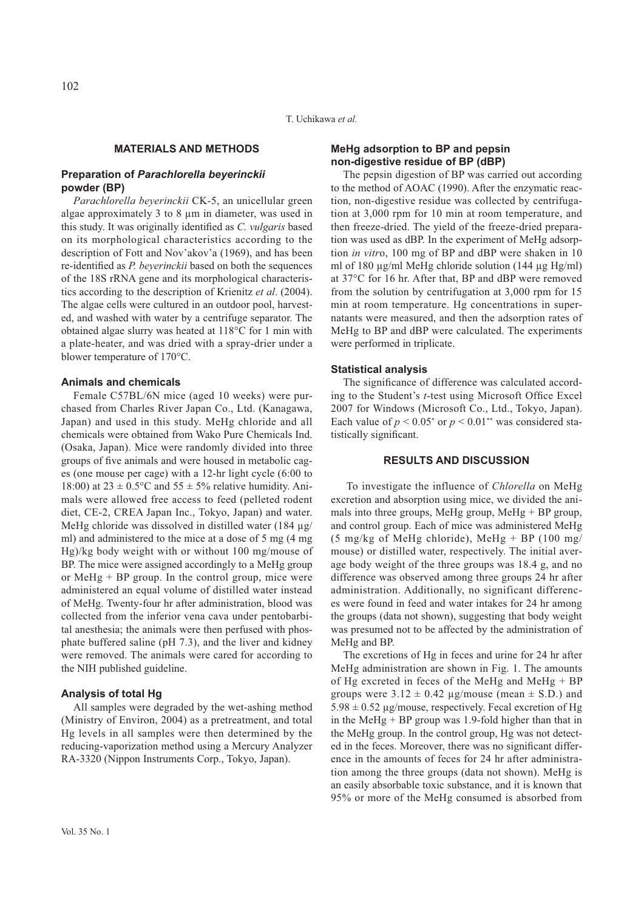## MATERIALS AND METHODS

### Preparation of *Parachlorella beyerinckii* powder (BP)

*Parachlorella beyerinckii* CK-5, an unicellular green algae approximately 3 to 8 µm in diameter, was used in this study. It was originally identified as *C. vulgaris* based on its morphological characteristics according to the description of Fott and Nov'akov'a (1969), and has been re-identified as *P. beyerinckii* based on both the sequences of the 18S rRNA gene and its morphological characteristics according to the description of Krienitz *et al*. (2004). The algae cells were cultured in an outdoor pool, harvested, and washed with water by a centrifuge separator. The obtained algae slurry was heated at 118°C for 1 min with a plate-heater, and was dried with a spray-drier under a blower temperature of 170°C.

### Animals and chemicals

Female C57BL/6N mice (aged 10 weeks) were purchased from Charles River Japan Co., Ltd. (Kanagawa, Japan) and used in this study. MeHg chloride and all chemicals were obtained from Wako Pure Chemicals Ind. (Osaka, Japan). Mice were randomly divided into three groups of five animals and were housed in metabolic cages (one mouse per cage) with a 12-hr light cycle (6:00 to 18:00) at 23 ± 0.5°C and 55 ± 5% relative humidity. Animals were allowed free access to feed (pelleted rodent diet, CE-2, CREA Japan Inc., Tokyo, Japan) and water. MeHg chloride was dissolved in distilled water (184 µg/ml) and administered to the mice at a dose of 5 mg (4 mg Hg)/kg body weight with or without 100 mg/mouse of BP. The mice were assigned accordingly to a MeHg group or MeHg + BP group. In the control group, mice were administered an equal volume of distilled water instead of MeHg. Twenty-four hr after administration, blood was collected from the inferior vena cava under pentobarbital anesthesia; the animals were then perfused with phosphate buffered saline (pH 7.3), and the liver and kidney were removed. The animals were cared for according to the NIH published guideline.

### Analysis of total Hg

All samples were degraded by the wet-ashing method (Ministry of Environ, 2004) as a pretreatment, and total Hg levels in all samples were then determined by the reducing-vaporization method using a Mercury Analyzer RA-3320 (Nippon Instruments Corp., Tokyo, Japan).

### MeHg adsorption to BP and pepsin non-digestive residue of BP (dBP)

The pepsin digestion of BP was carried out according to the method of AOAC (1990). After the enzymatic reaction, non-digestive residue was collected by centrifugation at 3,000 rpm for 10 min at room temperature, and then freeze-dried. The yield of the freeze-dried preparation was used as dBP. In the experiment of MeHg adsorption *in vitro*, 100 mg of BP and dBP were shaken in 10 ml of 180 µg/ml MeHg chloride solution (144 µg Hg/ml) at 37°C for 16 hr. After that, BP and dBP were removed from the solution by centrifugation at 3,000 rpm for 15 min at room temperature. Hg concentrations in supernatants were measured, and then the adsorption rates of MeHg to BP and dBP were calculated. The experiments were performed in triplicate.

### Statistical analysis

The significance of difference was calculated according to the Student's *t*-test using Microsoft Office Excel 2007 for Windows (Microsoft Co., Ltd., Tokyo, Japan). Each value of $p < 0.05^{*}$ or $p < 0.01^{**}$ was considered statistically significant.

## RESULTS AND DISCUSSION

To investigate the influence of *Chlorella* on MeHg excretion and absorption using mice, we divided the animals into three groups, MeHg group, MeHg + BP group, and control group. Each of mice was administered MeHg (5 mg/kg of MeHg chloride), MeHg + BP (100 mg/mouse) or distilled water, respectively. The initial average body weight of the three groups was 18.4 g, and no difference was observed among three groups 24 hr after administration. Additionally, no significant differences were found in feed and water intakes for 24 hr among the groups (data not shown), suggesting that body weight was presumed not to be affected by the administration of MeHg and BP.

The excretions of Hg in feces and urine for 24 hr after MeHg administration are shown in Fig. 1. The amounts of Hg excreted in feces of the MeHg and MeHg + BP groups were 3.12 ± 0.42 µg/mouse (mean ± S.D.) and 5.98 ± 0.52 µg/mouse, respectively. Fecal excretion of Hg in the MeHg + BP group was 1.9-fold higher than that in the MeHg group. In the control group, Hg was not detected in the feces. Moreover, there was no significant difference in the amounts of feces for 24 hr after administration among the three groups (data not shown). MeHg is an easily absorbable toxic substance, and it is known that 95% or more of the MeHg consumed is absorbed from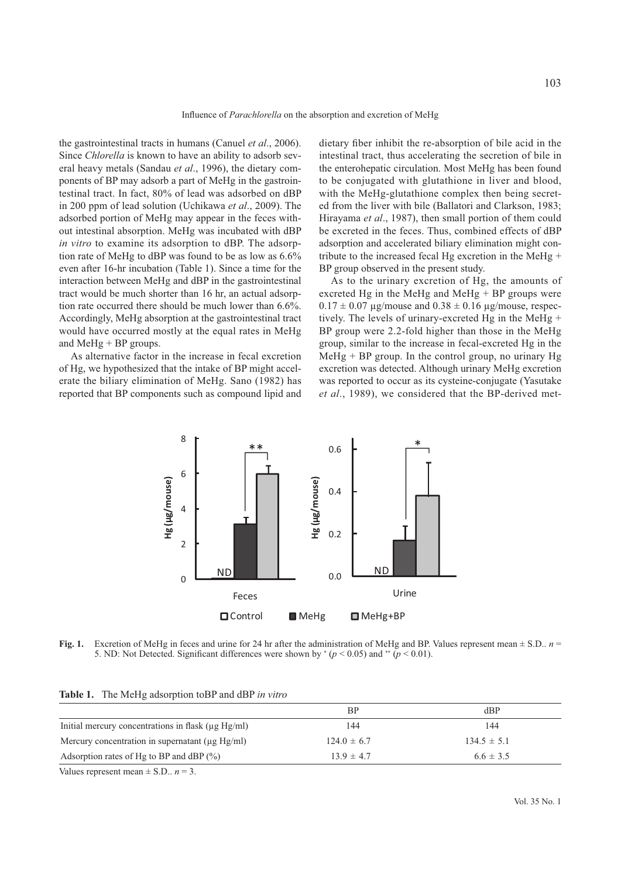the gastrointestinal tracts in humans (Canuel *et al*., 2006). Since *Chlorella* is known to have an ability to adsorb several heavy metals (Sandau *et al*., 1996), the dietary components of BP may adsorb a part of MeHg in the gastrointestinal tract. In fact, 80% of lead was adsorbed on dBP in 200 ppm of lead solution (Uchikawa *et al*., 2009). The adsorbed portion of MeHg may appear in the feces without intestinal absorption. MeHg was incubated with dBP *in vitro* to examine its adsorption to dBP. The adsorption rate of MeHg to dBP was found to be as low as 6.6% even after 16-hr incubation (Table 1). Since a time for the interaction between MeHg and dBP in the gastrointestinal tract would be much shorter than 16 hr, an actual adsorption rate occurred there should be much lower than 6.6%. Accordingly, MeHg absorption at the gastrointestinal tract would have occurred mostly at the equal rates in MeHg and MeHg + BP groups.

As alternative factor in the increase in fecal excretion of Hg, we hypothesized that the intake of BP might accelerate the biliary elimination of MeHg. Sano (1982) has reported that BP components such as compound lipid and dietary fiber inhibit the re-absorption of bile acid in the intestinal tract, thus accelerating the secretion of bile in the enterohepatic circulation. Most MeHg has been found to be conjugated with glutathione in liver and blood, with the MeHg-glutathione complex then being secreted from the liver with bile (Ballatori and Clarkson, 1983; Hirayama *et al*., 1987), then small portion of them could be excreted in the feces. Thus, combined effects of dBP adsorption and accelerated biliary elimination might contribute to the increased fecal Hg excretion in the MeHg + BP group observed in the present study.

As to the urinary excretion of Hg, the amounts of excreted Hg in the MeHg and MeHg + BP groups were $0.17 \pm 0.07$ µg/mouse and $0.38 \pm 0.16$ µg/mouse, respectively. The levels of urinary-excreted Hg in the MeHg + BP group were 2.2-fold higher than those in the MeHg group, similar to the increase in fecal-excreted Hg in the MeHg + BP group. In the control group, no urinary Hg excretion was detected. Although urinary MeHg excretion was reported to occur as its cysteine-conjugate (Yasutake *et al*., 1989), we considered that the BP-derived met-

**Fig. 1.** Excretion of MeHg in feces and urine for 24 hr after the administration of MeHg and BP. Values represent mean ± S.D.. $n$ = 5. ND: Not Detected. Significant differences were shown by * ($p < 0.05$) and ** ($p < 0.01$).

**Table 1.** The MeHg adsorption toBP and dBP *in vitro*

| | BP | dBP |
|---|---|---|
| Initial mercury concentrations in flask (µg Hg/ml) | 144 | 144 |
| Mercury concentration in supernatant (µg Hg/ml) | $124.0 \pm 6.7$ | $134.5 \pm 5.1$ |
| Adsorption rates of Hg to BP and dBP (%) | $13.9 \pm 4.7$ | $6.6 \pm 3.5$ |

Values represent mean ± S.D.. $n$ = 3.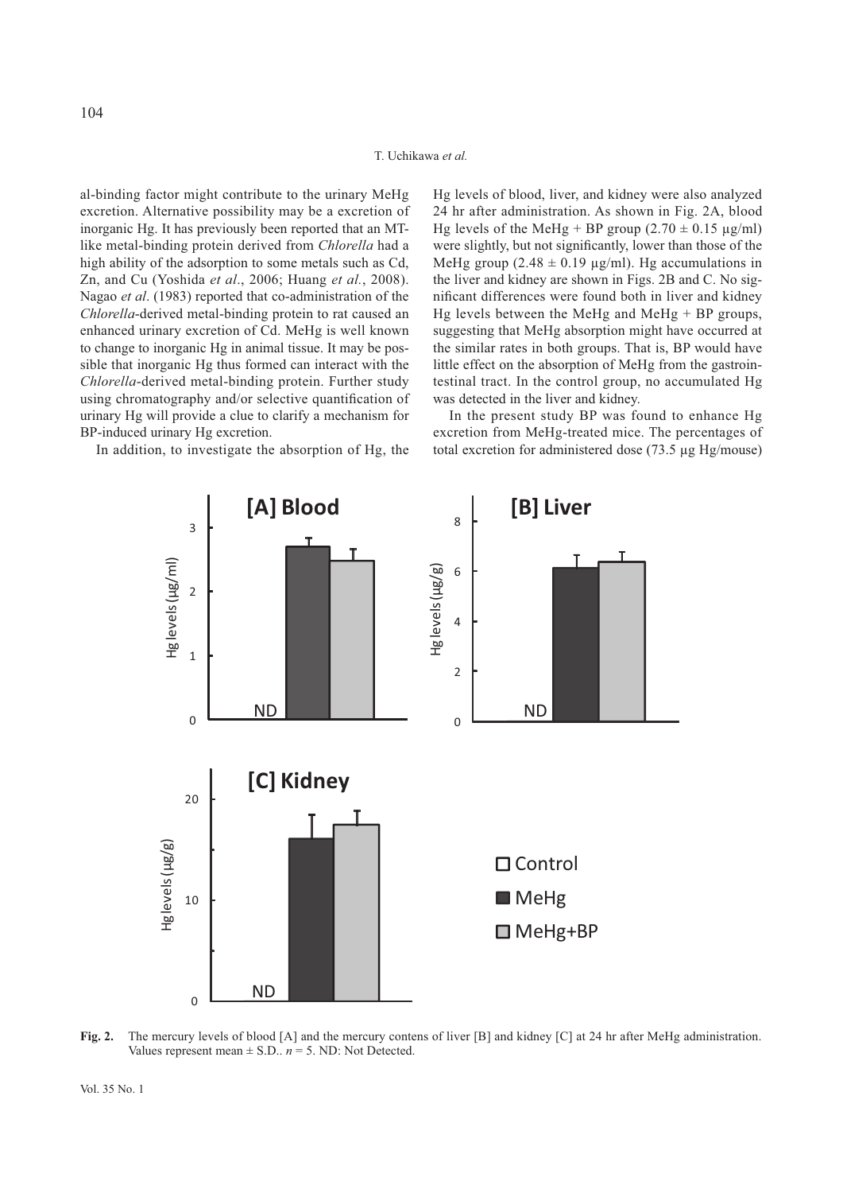al-binding factor might contribute to the urinary MeHg excretion. Alternative possibility may be a excretion of inorganic Hg. It has previously been reported that an MT-like metal-binding protein derived from *Chlorella* had a high ability of the adsorption to some metals such as Cd, Zn, and Cu (Yoshida *et al*., 2006; Huang *et al*., 2008). Nagao *et al*. (1983) reported that co-administration of the *Chlorella*-derived metal-binding protein to rat caused an enhanced urinary excretion of Cd. MeHg is well known to change to inorganic Hg in animal tissue. It may be possible that inorganic Hg thus formed can interact with the *Chlorella*-derived metal-binding protein. Further study using chromatography and/or selective quantification of urinary Hg will provide a clue to clarify a mechanism for BP-induced urinary Hg excretion.

In addition, to investigate the absorption of Hg, the Hg levels of blood, liver, and kidney were also analyzed 24 hr after administration. As shown in Fig. 2A, blood Hg levels of the MeHg + BP group (2.70 ± 0.15 μg/ml) were slightly, but not significantly, lower than those of the MeHg group (2.48 ± 0.19 μg/ml). Hg accumulations in the liver and kidney are shown in Figs. 2B and C. No significant differences were found both in liver and kidney Hg levels between the MeHg and MeHg + BP groups, suggesting that MeHg absorption might have occurred at the similar rates in both groups. That is, BP would have little effect on the absorption of MeHg from the gastrointestinal tract. In the control group, no accumulated Hg was detected in the liver and kidney.

In the present study BP was found to enhance Hg excretion from MeHg-treated mice. The percentages of total excretion for administered dose (73.5 μg Hg/mouse)

**Fig. 2.** The mercury levels of blood [A] and the mercury contens of liver [B] and kidney [C] at 24 hr after MeHg administration. Values represent mean ± S.D.. *n* = 5. ND: Not Detected.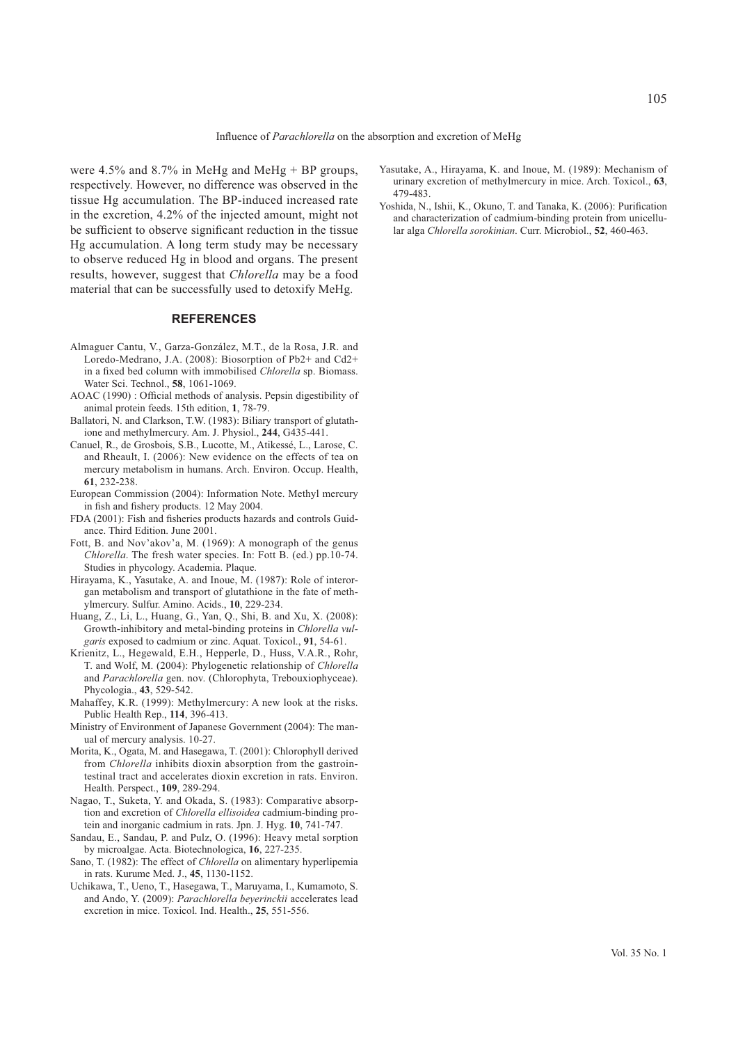were 4.5% and 8.7% in MeHg and MeHg + BP groups, respectively. However, no difference was observed in the tissue Hg accumulation. The BP-induced increased rate in the excretion, 4.2% of the injected amount, might not be sufficient to observe significant reduction in the tissue Hg accumulation. A long term study may be necessary to observe reduced Hg in blood and organs. The present results, however, suggest that *Chlorella* may be a food material that can be successfully used to detoxify MeHg.

## REFERENCES

Almaguer Cantu, V., Garza-González, M.T., de la Rosa, J.R. and Loredo-Medrano, J.A. (2008): Biosorption of Pb2+ and Cd2+ in a fixed bed column with immobilised *Chlorella* sp. Biomass. Water Sci. Technol., **58**, 1061-1069.

AOAC (1990) : Official methods of analysis. Pepsin digestibility of animal protein feeds. 15th edition, **1**, 78-79.

Ballatori, N. and Clarkson, T.W. (1983): Biliary transport of glutathione and methylmercury. Am. J. Physiol., **244**, G435-441.

Canuel, R., de Grosbois, S.B., Lucotte, M., Atikessé, L., Larose, C. and Rheault, I. (2006): New evidence on the effects of tea on mercury metabolism in humans. Arch. Environ. Occup. Health, **61**, 232-238.

European Commission (2004): Information Note. Methyl mercury in fish and fishery products. 12 May 2004.

FDA (2001): Fish and fisheries products hazards and controls Guidance. Third Edition. June 2001.

Fott, B. and Nov'akov'a, M. (1969): A monograph of the genus *Chlorella*. The fresh water species. In: Fott B. (ed.) pp.10-74. Studies in phycology. Academia. Plaque.

Hirayama, K., Yasutake, A. and Inoue, M. (1987): Role of interorgan metabolism and transport of glutathione in the fate of methylmercury. Sulfur. Amino. Acids., **10**, 229-234.

Huang, Z., Li, L., Huang, G., Yan, Q., Shi, B. and Xu, X. (2008): Growth-inhibitory and metal-binding proteins in *Chlorella vulgaris* exposed to cadmium or zinc. Aquat. Toxicol., **91**, 54-61.

Krienitz, L., Hegewald, E.H., Hepperle, D., Huss, V.A.R., Rohr, T. and Wolf, M. (2004): Phylogenetic relationship of *Chlorella* and *Parachlorella* gen. nov. (Chlorophyta, Trebouxiophyceae). Phycologia., **43**, 529-542.

Mahaffey, K.R. (1999): Methylmercury: A new look at the risks. Public Health Rep., **114**, 396-413.

Ministry of Environment of Japanese Government (2004): The manual of mercury analysis. 10-27.

Morita, K., Ogata, M. and Hasegawa, T. (2001): Chlorophyll derived from *Chlorella* inhibits dioxin absorption from the gastrointestinal tract and accelerates dioxin excretion in rats. Environ. Health. Perspect., **109**, 289-294.

Nagao, T., Suketa, Y. and Okada, S. (1983): Comparative absorption and excretion of *Chlorella ellisoidea* cadmium-binding protein and inorganic cadmium in rats. Jpn. J. Hyg. **10**, 741-747.

Sandau, E., Sandau, P. and Pulz, O. (1996): Heavy metal sorption by microalgae. Acta. Biotechnologica, **16**, 227-235.

Sano, T. (1982): The effect of *Chlorella* on alimentary hyperlipemia in rats. Kurume Med. J., **45**, 1130-1152.

Uchikawa, T., Ueno, T., Hasegawa, T., Maruyama, I., Kumamoto, S. and Ando, Y. (2009): *Parachlorella beyerinckii* accelerates lead excretion in mice. Toxicol. Ind. Health., **25**, 551-556.

Yasutake, A., Hirayama, K. and Inoue, M. (1989): Mechanism of urinary excretion of methylmercury in mice. Arch. Toxicol., **63**, 479-483.

Yoshida, N., Ishii, K., Okuno, T. and Tanaka, K. (2006): Purification and characterization of cadmium-binding protein from unicellular alga *Chlorella sorokinian*. Curr. Microbiol., **52**, 460-463.